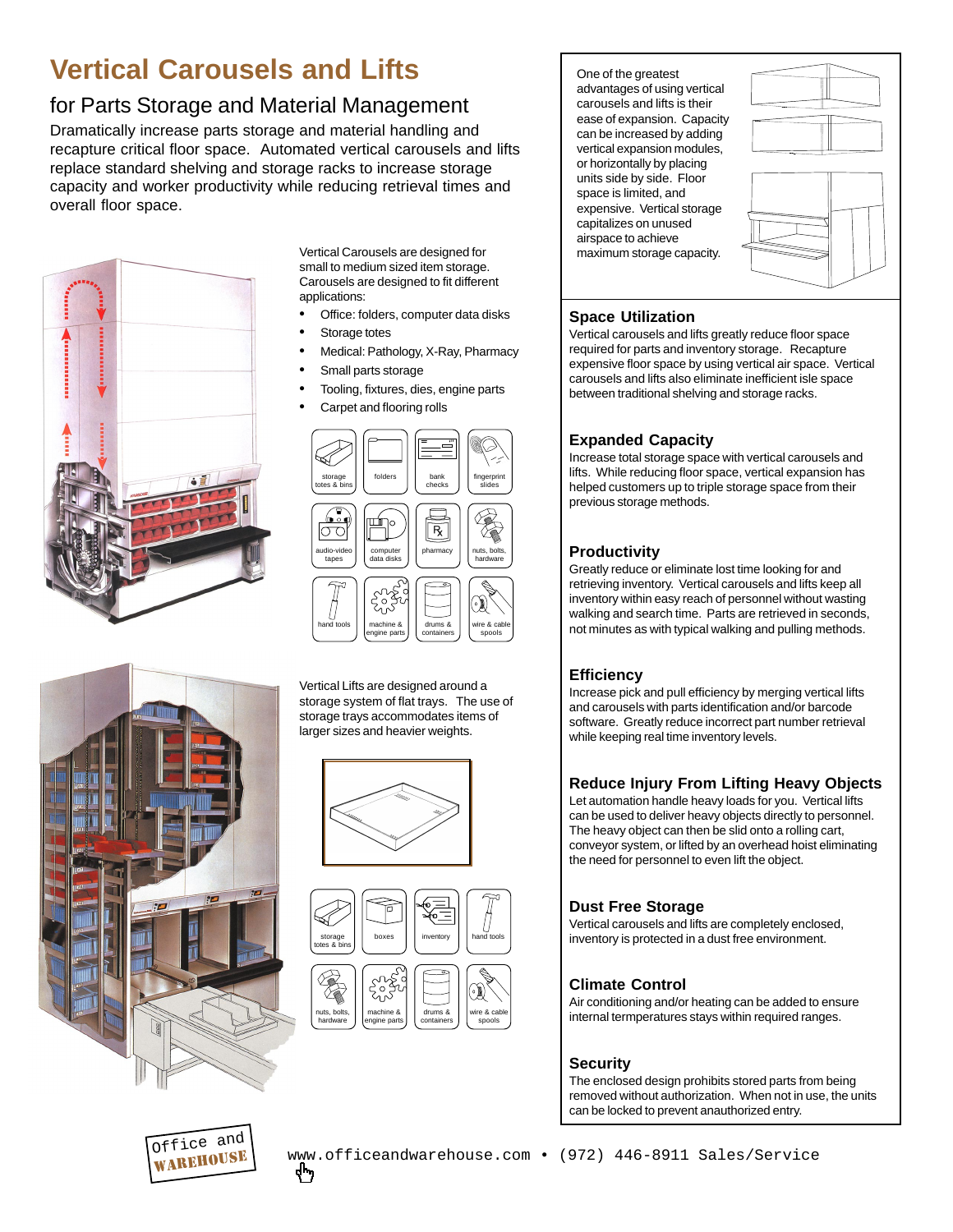# Vertical Carousels and Lifts

## for Parts Storage and Material Management

Dramatically increase parts storage and material handling and recapture critical floor space. Automated vertical carousels and lifts replace standard shelving and storage racks to increase storage capacity and worker productivity while reducing retrieval times and overall floor space.

Vertical Carousels are designed for small to medium sized item storage. Carousels are designed to fit different applications:

- Office: folders, computer data disks
- Storage totes
- Medical: Pathology, X-Ray, Pharmacy
- Small parts storage
- Tooling, fixtures, dies, engine parts
- Carpet and flooring rolls

storage totes & bins, folders, bank checks, fingerprint slides, audio-video tapes, computer data disks, pharmacy, nuts, bolts, hardware, hand tools, machine & engine parts, drums & containers, wire & cable spools

Vertical Lifts are designed around a storage system of flat trays. The use of storage trays accommodates items of larger sizes and heavier weights.

storage totes & bins, boxes, inventory, hand tools, nuts, bolts, hardware, machine & engine parts, drums & containers, wire & cable spools

One of the greatest advantages of using vertical carousels and lifts is their ease of expansion. Capacity can be increased by adding vertical expansion modules, or horizontally by placing units side by side. Floor space is limited, and expensive. Vertical storage capitalizes on unused airspace to achieve maximum storage capacity.

### Space Utilization

Vertical carousels and lifts greatly reduce floor space required for parts and inventory storage. Recapture expensive floor space by using vertical air space. Vertical carousels and lifts also eliminate inefficient isle space between traditional shelving and storage racks.

### Expanded Capacity

Increase total storage space with vertical carousels and lifts. While reducing floor space, vertical expansion has helped customers up to triple storage space from their previous storage methods.

### Productivity

Greatly reduce or eliminate lost time looking for and retrieving inventory. Vertical carousels and lifts keep all inventory within easy reach of personnel without wasting walking and search time. Parts are retrieved in seconds, not minutes as with typical walking and pulling methods.

### Efficiency

Increase pick and pull efficiency by merging vertical lifts and carousels with parts identification and/or barcode software. Greatly reduce incorrect part number retrieval while keeping real time inventory levels.

### Reduce Injury From Lifting Heavy Objects

Let automation handle heavy loads for you. Vertical lifts can be used to deliver heavy objects directly to personnel. The heavy object can then be slid onto a rolling cart, conveyor system, or lifted by an overhead hoist eliminating the need for personnel to even lift the object.

### Dust Free Storage

Vertical carousels and lifts are completely enclosed, inventory is protected in a dust free environment.

### Climate Control

Air conditioning and/or heating can be added to ensure internal termperatures stays within required ranges.

### Security

The enclosed design prohibits stored parts from being removed without authorization. When not in use, the units can be locked to prevent anauthorized entry.

Office and WAREHOUSE

www.officeandwarehouse.com • (972) 446-8911 Sales/Service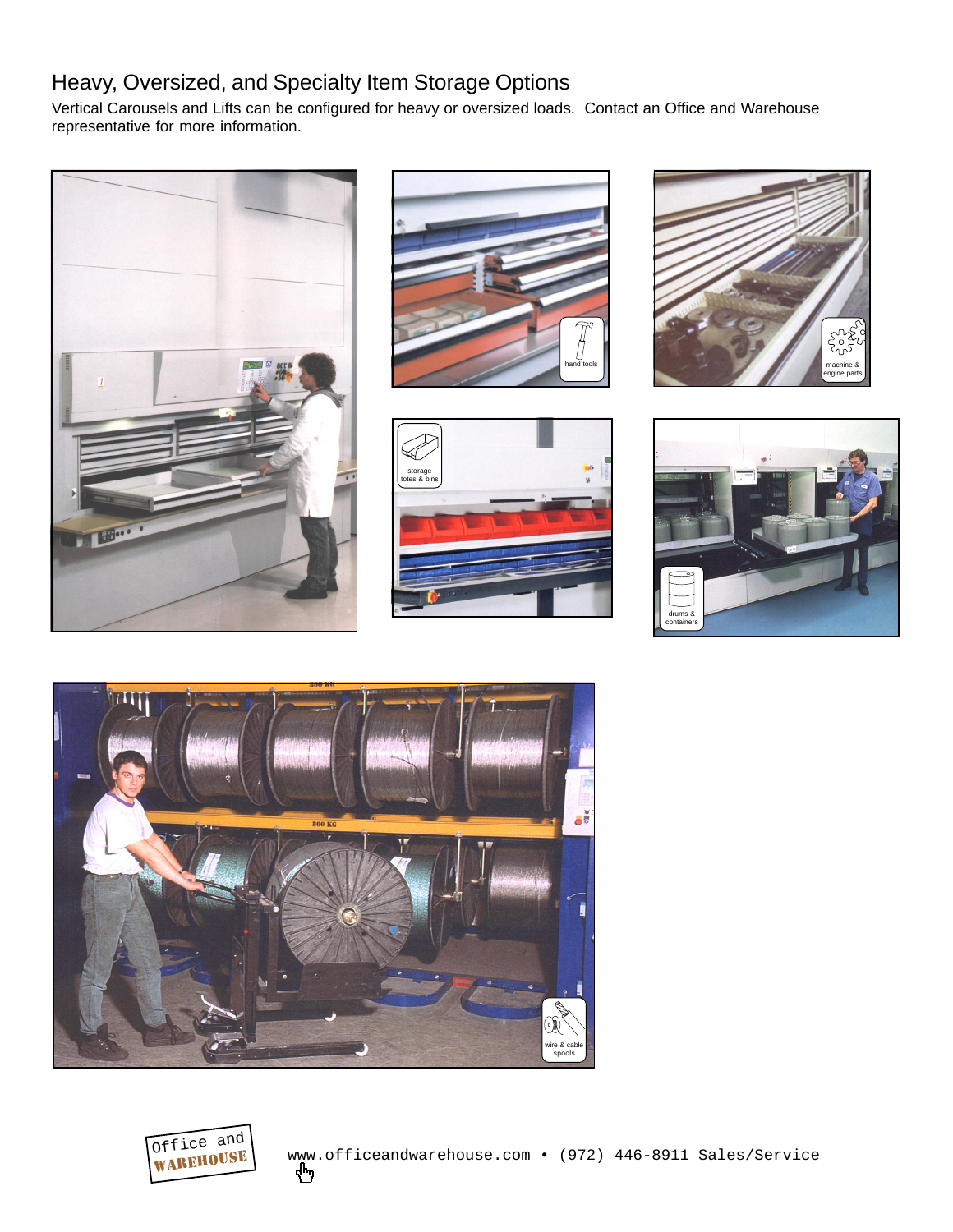## Heavy, Oversized, and Specialty Item Storage Options

Vertical Carousels and Lifts can be configured for heavy or oversized loads. Contact an Office and Warehouse representative for more information.

hand tools

machine & engine parts

storage totes & bins

drums & containers

wire & cable spools

www.officeandwarehouse.com • (972) 446-8911 Sales/Service